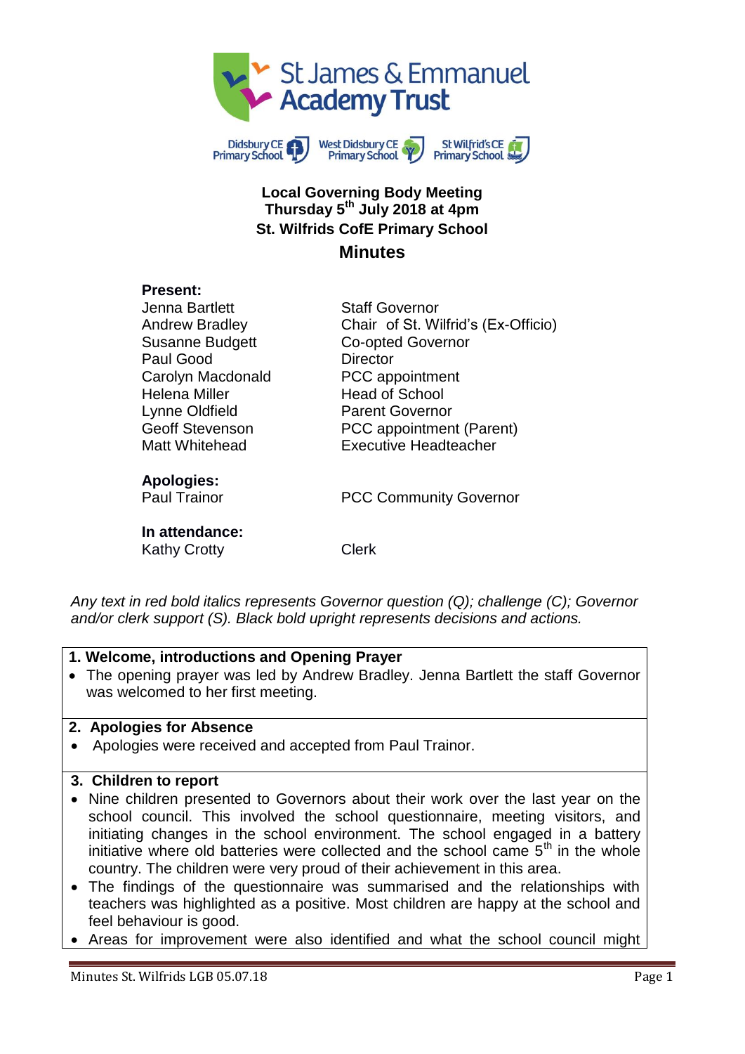St James & Emmanuel Academy Trust

Didsbury CE Primary School | West Didsbury CE Primary School | St Wilfrid's CE Primary School

**Local Governing Body Meeting**
**Thursday 5th July 2018 at 4pm**
**St. Wilfrids CofE Primary School**

## Minutes

**Present:**

| | |
|---|---|
| Jenna Bartlett | Staff Governor |
| Andrew Bradley | Chair of St. Wilfrid's (Ex-Officio) |
| Susanne Budgett | Co-opted Governor |
| Paul Good | Director |
| Carolyn Macdonald | PCC appointment |
| Helena Miller | Head of School |
| Lynne Oldfield | Parent Governor |
| Geoff Stevenson | PCC appointment (Parent) |
| Matt Whitehead | Executive Headteacher |

**Apologies:**

| | |
|---|---|
| Paul Trainor | PCC Community Governor |

**In attendance:**

| | |
|---|---|
| Kathy Crotty | Clerk |

*Any text in red bold italics represents Governor question (Q); challenge (C); Governor and/or clerk support (S). Black bold upright represents decisions and actions.*

**1. Welcome, introductions and Opening Prayer**

- The opening prayer was led by Andrew Bradley. Jenna Bartlett the staff Governor was welcomed to her first meeting.

**2. Apologies for Absence**

- Apologies were received and accepted from Paul Trainor.

**3. Children to report**

- Nine children presented to Governors about their work over the last year on the school council. This involved the school questionnaire, meeting visitors, and initiating changes in the school environment. The school engaged in a battery initiative where old batteries were collected and the school came 5th in the whole country. The children were very proud of their achievement in this area.
- The findings of the questionnaire was summarised and the relationships with teachers was highlighted as a positive. Most children are happy at the school and feel behaviour is good.
- Areas for improvement were also identified and what the school council might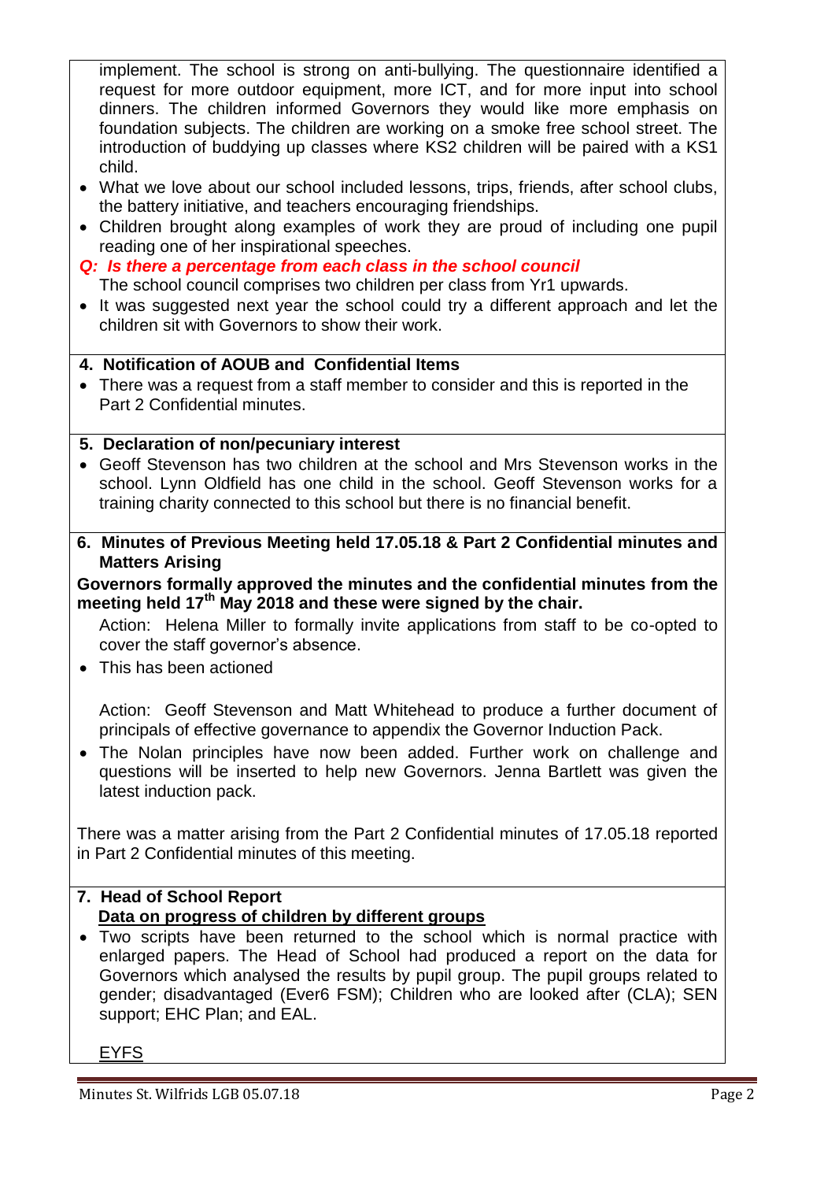implement. The school is strong on anti-bullying. The questionnaire identified a request for more outdoor equipment, more ICT, and for more input into school dinners. The children informed Governors they would like more emphasis on foundation subjects. The children are working on a smoke free school street. The introduction of buddying up classes where KS2 children will be paired with a KS1 child.

- What we love about our school included lessons, trips, friends, after school clubs, the battery initiative, and teachers encouraging friendships.
- Children brought along examples of work they are proud of including one pupil reading one of her inspirational speeches.

***Q: Is there a percentage from each class in the school council***

The school council comprises two children per class from Yr1 upwards.

- It was suggested next year the school could try a different approach and let the children sit with Governors to show their work.

**4. Notification of AOUB and Confidential Items**

- There was a request from a staff member to consider and this is reported in the Part 2 Confidential minutes.

**5. Declaration of non/pecuniary interest**

- Geoff Stevenson has two children at the school and Mrs Stevenson works in the school. Lynn Oldfield has one child in the school. Geoff Stevenson works for a training charity connected to this school but there is no financial benefit.

**6. Minutes of Previous Meeting held 17.05.18 & Part 2 Confidential minutes and Matters Arising**

**Governors formally approved the minutes and the confidential minutes from the meeting held 17th May 2018 and these were signed by the chair.**

Action: Helena Miller to formally invite applications from staff to be co-opted to cover the staff governor's absence.

- This has been actioned

Action: Geoff Stevenson and Matt Whitehead to produce a further document of principals of effective governance to appendix the Governor Induction Pack.

- The Nolan principles have now been added. Further work on challenge and questions will be inserted to help new Governors. Jenna Bartlett was given the latest induction pack.

There was a matter arising from the Part 2 Confidential minutes of 17.05.18 reported in Part 2 Confidential minutes of this meeting.

**7. Head of School Report**

<u>**Data on progress of children by different groups**</u>

- Two scripts have been returned to the school which is normal practice with enlarged papers. The Head of School had produced a report on the data for Governors which analysed the results by pupil group. The pupil groups related to gender; disadvantaged (Ever6 FSM); Children who are looked after (CLA); SEN support; EHC Plan; and EAL.

<u>EYFS</u>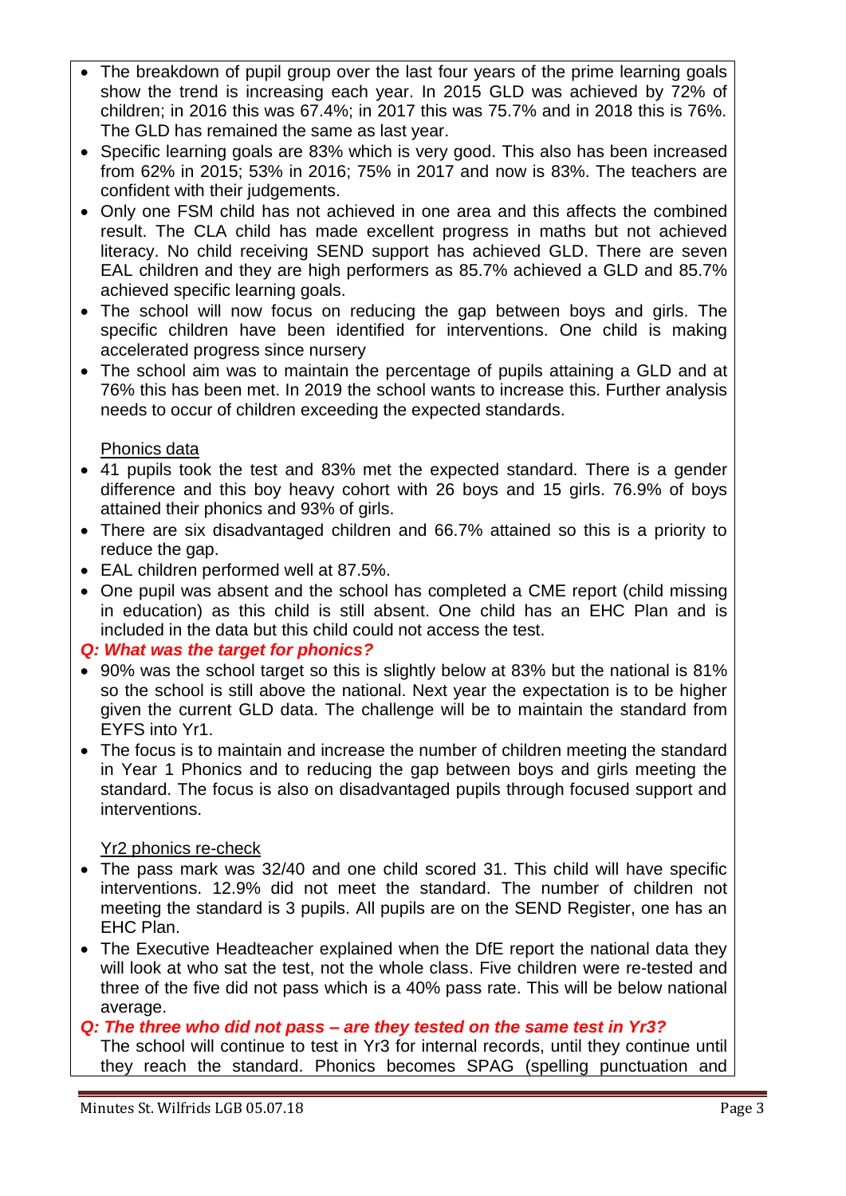- The breakdown of pupil group over the last four years of the prime learning goals show the trend is increasing each year. In 2015 GLD was achieved by 72% of children; in 2016 this was 67.4%; in 2017 this was 75.7% and in 2018 this is 76%. The GLD has remained the same as last year.
- Specific learning goals are 83% which is very good. This also has been increased from 62% in 2015; 53% in 2016; 75% in 2017 and now is 83%. The teachers are confident with their judgements.
- Only one FSM child has not achieved in one area and this affects the combined result. The CLA child has made excellent progress in maths but not achieved literacy. No child receiving SEND support has achieved GLD. There are seven EAL children and they are high performers as 85.7% achieved a GLD and 85.7% achieved specific learning goals.
- The school will now focus on reducing the gap between boys and girls. The specific children have been identified for interventions. One child is making accelerated progress since nursery
- The school aim was to maintain the percentage of pupils attaining a GLD and at 76% this has been met. In 2019 the school wants to increase this. Further analysis needs to occur of children exceeding the expected standards.

<u>Phonics data</u>

- 41 pupils took the test and 83% met the expected standard. There is a gender difference and this boy heavy cohort with 26 boys and 15 girls. 76.9% of boys attained their phonics and 93% of girls.
- There are six disadvantaged children and 66.7% attained so this is a priority to reduce the gap.
- EAL children performed well at 87.5%.
- One pupil was absent and the school has completed a CME report (child missing in education) as this child is still absent. One child has an EHC Plan and is included in the data but this child could not access the test.

***Q: What was the target for phonics?***

- 90% was the school target so this is slightly below at 83% but the national is 81% so the school is still above the national. Next year the expectation is to be higher given the current GLD data. The challenge will be to maintain the standard from EYFS into Yr1.
- The focus is to maintain and increase the number of children meeting the standard in Year 1 Phonics and to reducing the gap between boys and girls meeting the standard. The focus is also on disadvantaged pupils through focused support and interventions.

<u>Yr2 phonics re-check</u>

- The pass mark was 32/40 and one child scored 31. This child will have specific interventions. 12.9% did not meet the standard. The number of children not meeting the standard is 3 pupils. All pupils are on the SEND Register, one has an EHC Plan.
- The Executive Headteacher explained when the DfE report the national data they will look at who sat the test, not the whole class. Five children were re-tested and three of the five did not pass which is a 40% pass rate. This will be below national average.

***Q: The three who did not pass – are they tested on the same test in Yr3?***

The school will continue to test in Yr3 for internal records, until they continue until they reach the standard. Phonics becomes SPAG (spelling punctuation and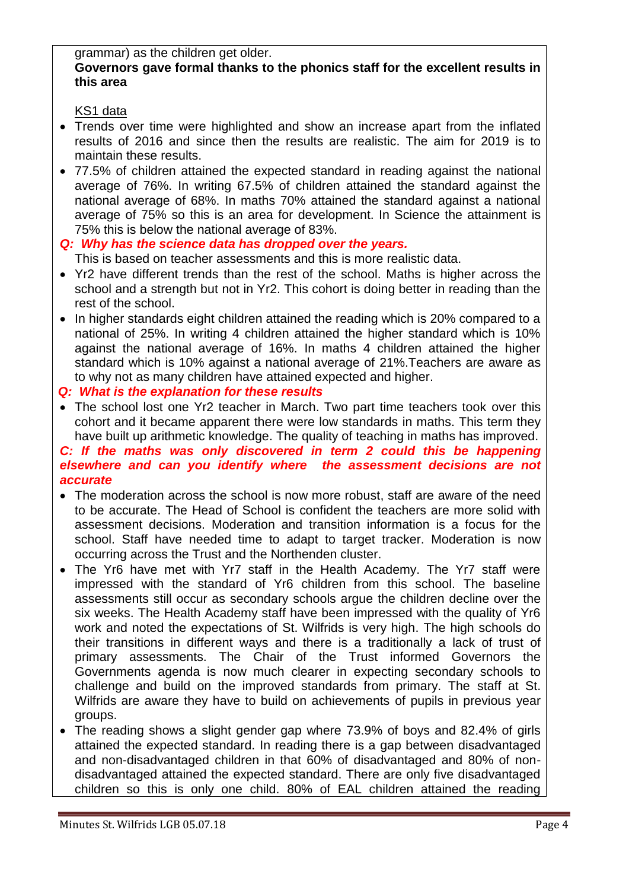grammar) as the children get older.

**Governors gave formal thanks to the phonics staff for the excellent results in this area**

KS1 data

- Trends over time were highlighted and show an increase apart from the inflated results of 2016 and since then the results are realistic. The aim for 2019 is to maintain these results.
- 77.5% of children attained the expected standard in reading against the national average of 76%. In writing 67.5% of children attained the standard against the national average of 68%. In maths 70% attained the standard against a national average of 75% so this is an area for development. In Science the attainment is 75% this is below the national average of 83%.

***Q: Why has the science data has dropped over the years.***

This is based on teacher assessments and this is more realistic data.

- Yr2 have different trends than the rest of the school. Maths is higher across the school and a strength but not in Yr2. This cohort is doing better in reading than the rest of the school.
- In higher standards eight children attained the reading which is 20% compared to a national of 25%. In writing 4 children attained the higher standard which is 10% against the national average of 16%. In maths 4 children attained the higher standard which is 10% against a national average of 21%.Teachers are aware as to why not as many children have attained expected and higher.

***Q: What is the explanation for these results***

- The school lost one Yr2 teacher in March. Two part time teachers took over this cohort and it became apparent there were low standards in maths. This term they have built up arithmetic knowledge. The quality of teaching in maths has improved.

***C: If the maths was only discovered in term 2 could this be happening elsewhere and can you identify where the assessment decisions are not accurate***

- The moderation across the school is now more robust, staff are aware of the need to be accurate. The Head of School is confident the teachers are more solid with assessment decisions. Moderation and transition information is a focus for the school. Staff have needed time to adapt to target tracker. Moderation is now occurring across the Trust and the Northenden cluster.
- The Yr6 have met with Yr7 staff in the Health Academy. The Yr7 staff were impressed with the standard of Yr6 children from this school. The baseline assessments still occur as secondary schools argue the children decline over the six weeks. The Health Academy staff have been impressed with the quality of Yr6 work and noted the expectations of St. Wilfrids is very high. The high schools do their transitions in different ways and there is a traditionally a lack of trust of primary assessments. The Chair of the Trust informed Governors the Governments agenda is now much clearer in expecting secondary schools to challenge and build on the improved standards from primary. The staff at St. Wilfrids are aware they have to build on achievements of pupils in previous year groups.
- The reading shows a slight gender gap where 73.9% of boys and 82.4% of girls attained the expected standard. In reading there is a gap between disadvantaged and non-disadvantaged children in that 60% of disadvantaged and 80% of non-disadvantaged attained the expected standard. There are only five disadvantaged children so this is only one child. 80% of EAL children attained the reading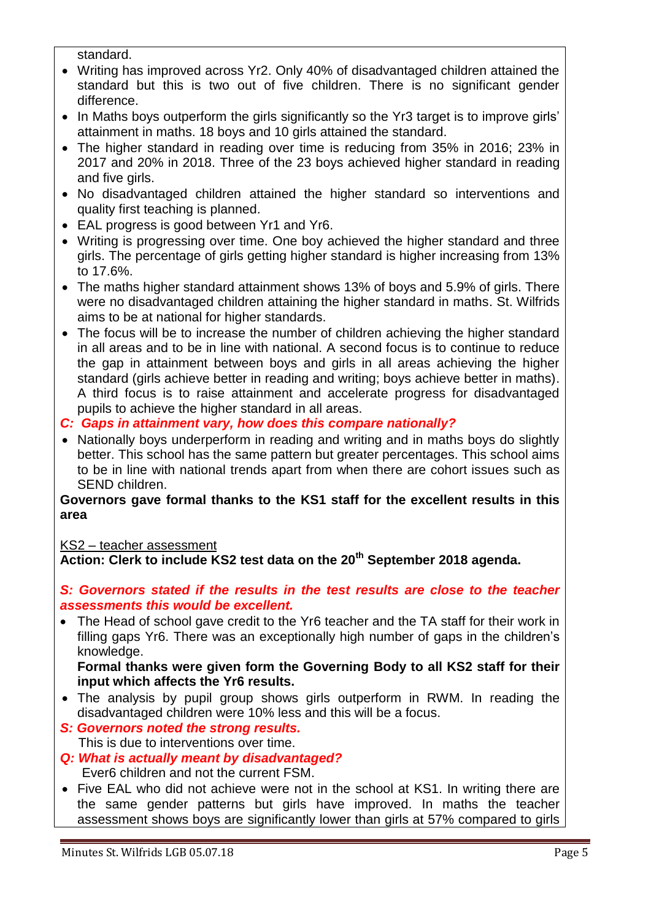standard.

- Writing has improved across Yr2. Only 40% of disadvantaged children attained the standard but this is two out of five children. There is no significant gender difference.
- In Maths boys outperform the girls significantly so the Yr3 target is to improve girls' attainment in maths. 18 boys and 10 girls attained the standard.
- The higher standard in reading over time is reducing from 35% in 2016; 23% in 2017 and 20% in 2018. Three of the 23 boys achieved higher standard in reading and five girls.
- No disadvantaged children attained the higher standard so interventions and quality first teaching is planned.
- EAL progress is good between Yr1 and Yr6.
- Writing is progressing over time. One boy achieved the higher standard and three girls. The percentage of girls getting higher standard is higher increasing from 13% to 17.6%.
- The maths higher standard attainment shows 13% of boys and 5.9% of girls. There were no disadvantaged children attaining the higher standard in maths. St. Wilfrids aims to be at national for higher standards.
- The focus will be to increase the number of children achieving the higher standard in all areas and to be in line with national. A second focus is to continue to reduce the gap in attainment between boys and girls in all areas achieving the higher standard (girls achieve better in reading and writing; boys achieve better in maths). A third focus is to raise attainment and accelerate progress for disadvantaged pupils to achieve the higher standard in all areas.

***C: Gaps in attainment vary, how does this compare nationally?***

- Nationally boys underperform in reading and writing and in maths boys do slightly better. This school has the same pattern but greater percentages. This school aims to be in line with national trends apart from when there are cohort issues such as SEND children.

**Governors gave formal thanks to the KS1 staff for the excellent results in this area**

<u>KS2 – teacher assessment</u>

**Action: Clerk to include KS2 test data on the 20th September 2018 agenda.**

***S: Governors stated if the results in the test results are close to the teacher assessments this would be excellent.***

- The Head of school gave credit to the Yr6 teacher and the TA staff for their work in filling gaps Yr6. There was an exceptionally high number of gaps in the children's knowledge.

  **Formal thanks were given form the Governing Body to all KS2 staff for their input which affects the Yr6 results.**

- The analysis by pupil group shows girls outperform in RWM. In reading the disadvantaged children were 10% less and this will be a focus.

***S: Governors noted the strong results.***

This is due to interventions over time.

***Q: What is actually meant by disadvantaged?***

Ever6 children and not the current FSM.

- Five EAL who did not achieve were not in the school at KS1. In writing there are the same gender patterns but girls have improved. In maths the teacher assessment shows boys are significantly lower than girls at 57% compared to girls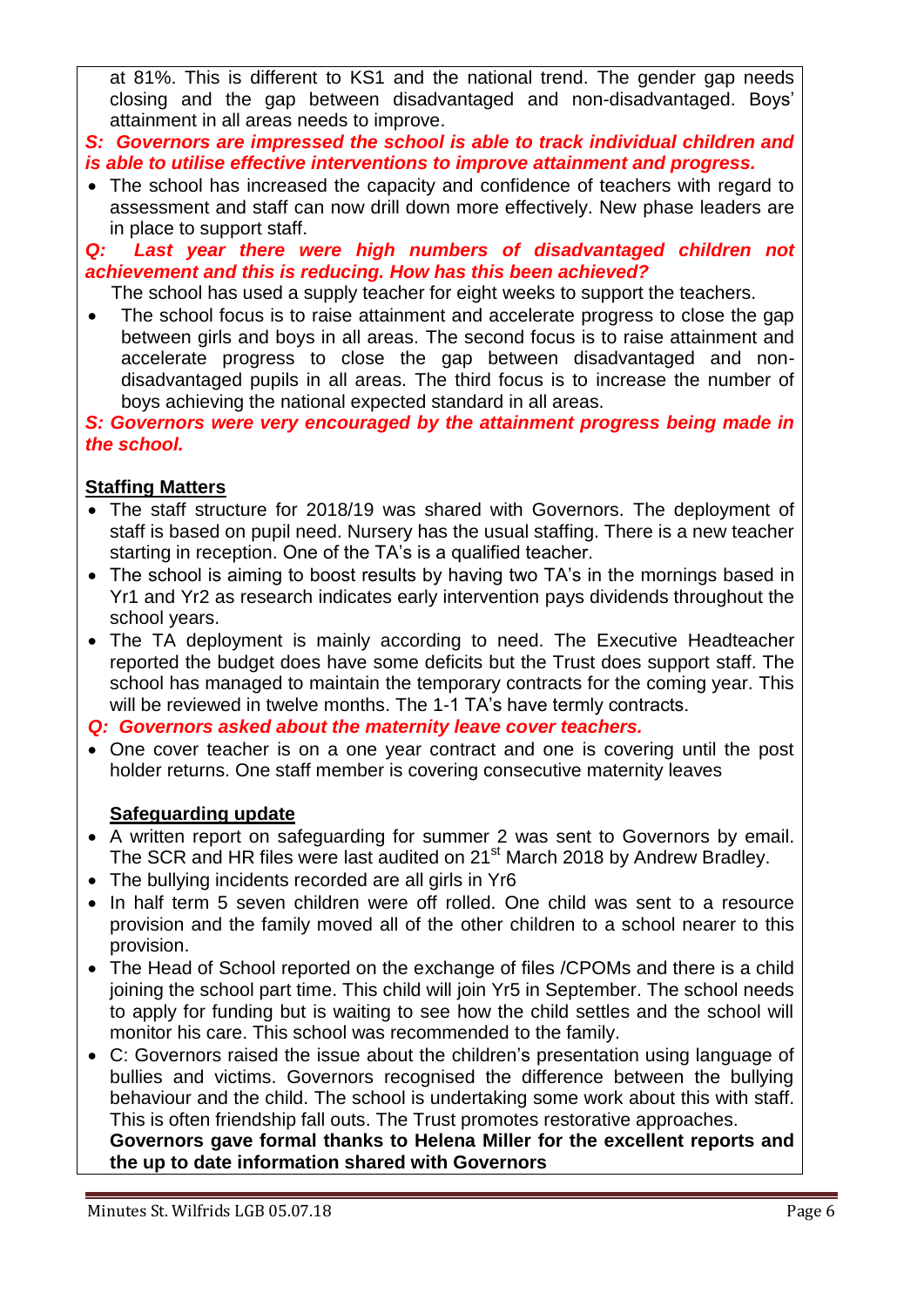at 81%. This is different to KS1 and the national trend. The gender gap needs closing and the gap between disadvantaged and non-disadvantaged. Boys' attainment in all areas needs to improve.

***S: Governors are impressed the school is able to track individual children and is able to utilise effective interventions to improve attainment and progress.***

- The school has increased the capacity and confidence of teachers with regard to assessment and staff can now drill down more effectively. New phase leaders are in place to support staff.

***Q: Last year there were high numbers of disadvantaged children not achievement and this is reducing. How has this been achieved?***

The school has used a supply teacher for eight weeks to support the teachers.

- The school focus is to raise attainment and accelerate progress to close the gap between girls and boys in all areas. The second focus is to raise attainment and accelerate progress to close the gap between disadvantaged and non-disadvantaged pupils in all areas. The third focus is to increase the number of boys achieving the national expected standard in all areas.

***S: Governors were very encouraged by the attainment progress being made in the school.***

**Staffing Matters**

- The staff structure for 2018/19 was shared with Governors. The deployment of staff is based on pupil need. Nursery has the usual staffing. There is a new teacher starting in reception. One of the TA's is a qualified teacher.
- The school is aiming to boost results by having two TA's in the mornings based in Yr1 and Yr2 as research indicates early intervention pays dividends throughout the school years.
- The TA deployment is mainly according to need. The Executive Headteacher reported the budget does have some deficits but the Trust does support staff. The school has managed to maintain the temporary contracts for the coming year. This will be reviewed in twelve months. The 1-1 TA's have termly contracts.

***Q: Governors asked about the maternity leave cover teachers.***

- One cover teacher is on a one year contract and one is covering until the post holder returns. One staff member is covering consecutive maternity leaves

**Safeguarding update**

- A written report on safeguarding for summer 2 was sent to Governors by email. The SCR and HR files were last audited on 21st March 2018 by Andrew Bradley.
- The bullying incidents recorded are all girls in Yr6
- In half term 5 seven children were off rolled. One child was sent to a resource provision and the family moved all of the other children to a school nearer to this provision.
- The Head of School reported on the exchange of files /CPOMs and there is a child joining the school part time. This child will join Yr5 in September. The school needs to apply for funding but is waiting to see how the child settles and the school will monitor his care. This school was recommended to the family.
- C: Governors raised the issue about the children's presentation using language of bullies and victims. Governors recognised the difference between the bullying behaviour and the child. The school is undertaking some work about this with staff. This is often friendship fall outs. The Trust promotes restorative approaches.

  **Governors gave formal thanks to Helena Miller for the excellent reports and the up to date information shared with Governors**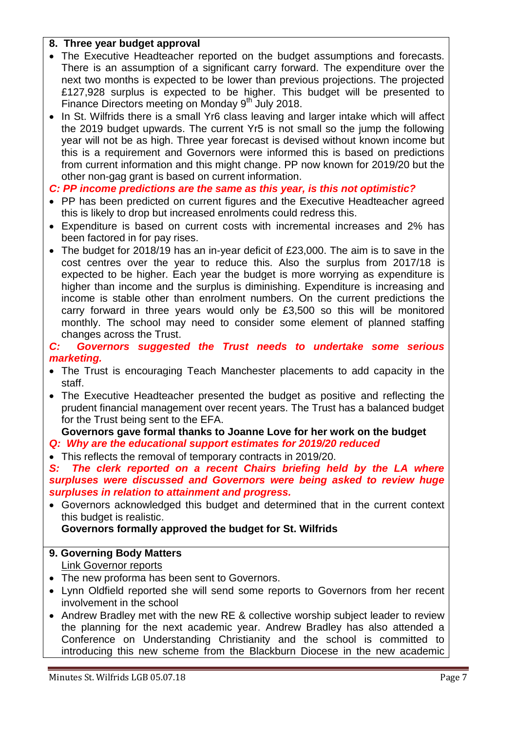**8. Three year budget approval**

- The Executive Headteacher reported on the budget assumptions and forecasts. There is an assumption of a significant carry forward. The expenditure over the next two months is expected to be lower than previous projections. The projected £127,928 surplus is expected to be higher. This budget will be presented to Finance Directors meeting on Monday 9th July 2018.
- In St. Wilfrids there is a small Yr6 class leaving and larger intake which will affect the 2019 budget upwards. The current Yr5 is not small so the jump the following year will not be as high. Three year forecast is devised without known income but this is a requirement and Governors were informed this is based on predictions from current information and this might change. PP now known for 2019/20 but the other non-gag grant is based on current information.

***C: PP income predictions are the same as this year, is this not optimistic?***

- PP has been predicted on current figures and the Executive Headteacher agreed this is likely to drop but increased enrolments could redress this.
- Expenditure is based on current costs with incremental increases and 2% has been factored in for pay rises.
- The budget for 2018/19 has an in-year deficit of £23,000. The aim is to save in the cost centres over the year to reduce this. Also the surplus from 2017/18 is expected to be higher. Each year the budget is more worrying as expenditure is higher than income and the surplus is diminishing. Expenditure is increasing and income is stable other than enrolment numbers. On the current predictions the carry forward in three years would only be £3,500 so this will be monitored monthly. The school may need to consider some element of planned staffing changes across the Trust.

***C: Governors suggested the Trust needs to undertake some serious marketing.***

- The Trust is encouraging Teach Manchester placements to add capacity in the staff.
- The Executive Headteacher presented the budget as positive and reflecting the prudent financial management over recent years. The Trust has a balanced budget for the Trust being sent to the EFA.

  **Governors gave formal thanks to Joanne Love for her work on the budget**

***Q: Why are the educational support estimates for 2019/20 reduced***

- This reflects the removal of temporary contracts in 2019/20.

***S: The clerk reported on a recent Chairs briefing held by the LA where surpluses were discussed and Governors were being asked to review huge surpluses in relation to attainment and progress.***

- Governors acknowledged this budget and determined that in the current context this budget is realistic.

  **Governors formally approved the budget for St. Wilfrids**

**9. Governing Body Matters**

Link Governor reports

- The new proforma has been sent to Governors.
- Lynn Oldfield reported she will send some reports to Governors from her recent involvement in the school
- Andrew Bradley met with the new RE & collective worship subject leader to review the planning for the next academic year. Andrew Bradley has also attended a Conference on Understanding Christianity and the school is committed to introducing this new scheme from the Blackburn Diocese in the new academic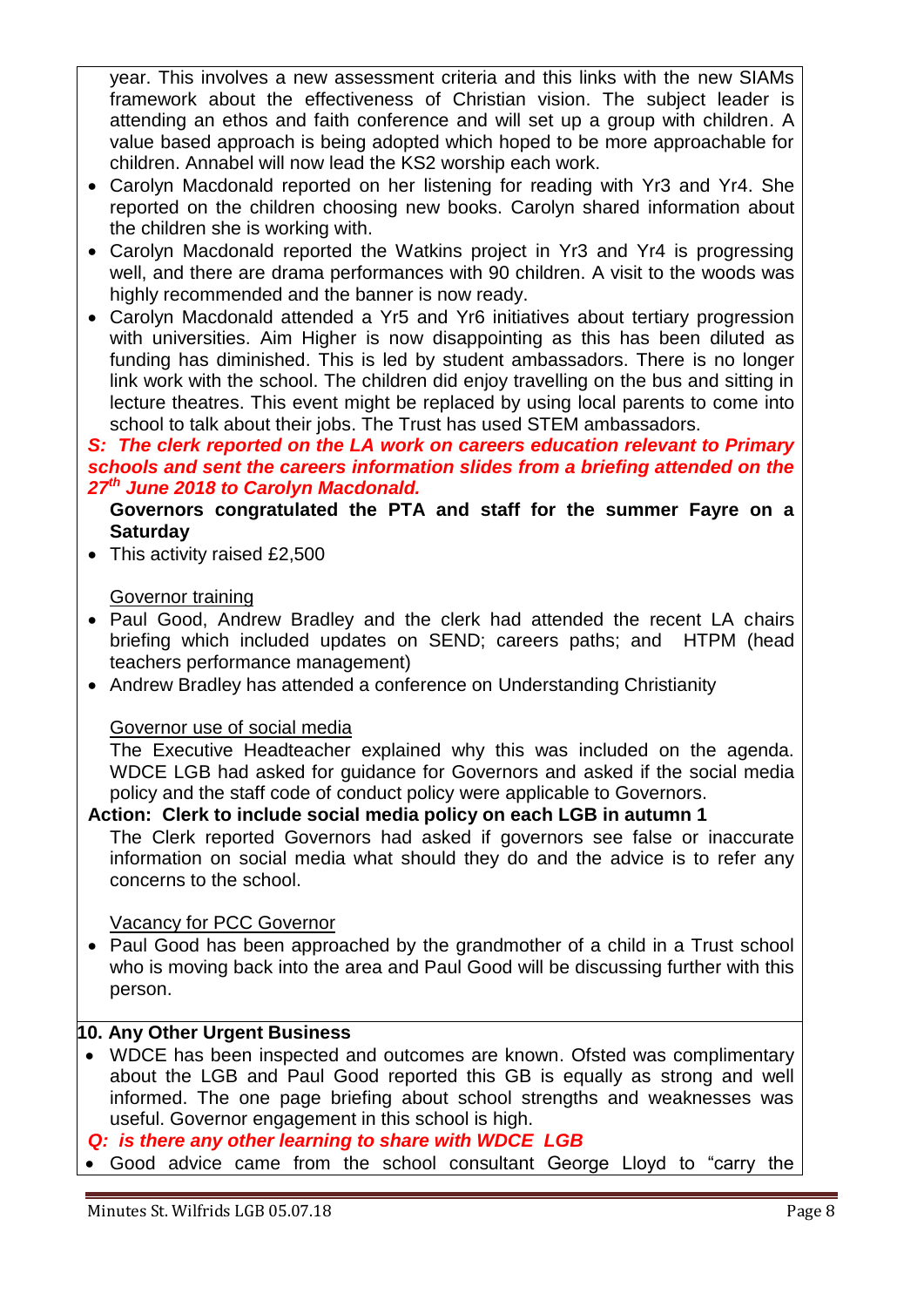year. This involves a new assessment criteria and this links with the new SIAMs framework about the effectiveness of Christian vision. The subject leader is attending an ethos and faith conference and will set up a group with children. A value based approach is being adopted which hoped to be more approachable for children. Annabel will now lead the KS2 worship each work.

- Carolyn Macdonald reported on her listening for reading with Yr3 and Yr4. She reported on the children choosing new books. Carolyn shared information about the children she is working with.
- Carolyn Macdonald reported the Watkins project in Yr3 and Yr4 is progressing well, and there are drama performances with 90 children. A visit to the woods was highly recommended and the banner is now ready.
- Carolyn Macdonald attended a Yr5 and Yr6 initiatives about tertiary progression with universities. Aim Higher is now disappointing as this has been diluted as funding has diminished. This is led by student ambassadors. There is no longer link work with the school. The children did enjoy travelling on the bus and sitting in lecture theatres. This event might be replaced by using local parents to come into school to talk about their jobs. The Trust has used STEM ambassadors.

***S: The clerk reported on the LA work on careers education relevant to Primary schools and sent the careers information slides from a briefing attended on the 27th June 2018 to Carolyn Macdonald.***

**Governors congratulated the PTA and staff for the summer Fayre on a Saturday**

- This activity raised £2,500

Governor training

- Paul Good, Andrew Bradley and the clerk had attended the recent LA chairs briefing which included updates on SEND; careers paths; and HTPM (head teachers performance management)
- Andrew Bradley has attended a conference on Understanding Christianity

Governor use of social media

The Executive Headteacher explained why this was included on the agenda. WDCE LGB had asked for guidance for Governors and asked if the social media policy and the staff code of conduct policy were applicable to Governors.

**Action: Clerk to include social media policy on each LGB in autumn 1**

The Clerk reported Governors had asked if governors see false or inaccurate information on social media what should they do and the advice is to refer any concerns to the school.

Vacancy for PCC Governor

- Paul Good has been approached by the grandmother of a child in a Trust school who is moving back into the area and Paul Good will be discussing further with this person.

**10. Any Other Urgent Business**

- WDCE has been inspected and outcomes are known. Ofsted was complimentary about the LGB and Paul Good reported this GB is equally as strong and well informed. The one page briefing about school strengths and weaknesses was useful. Governor engagement in this school is high.

***Q: is there any other learning to share with WDCE LGB***

- Good advice came from the school consultant George Lloyd to "carry the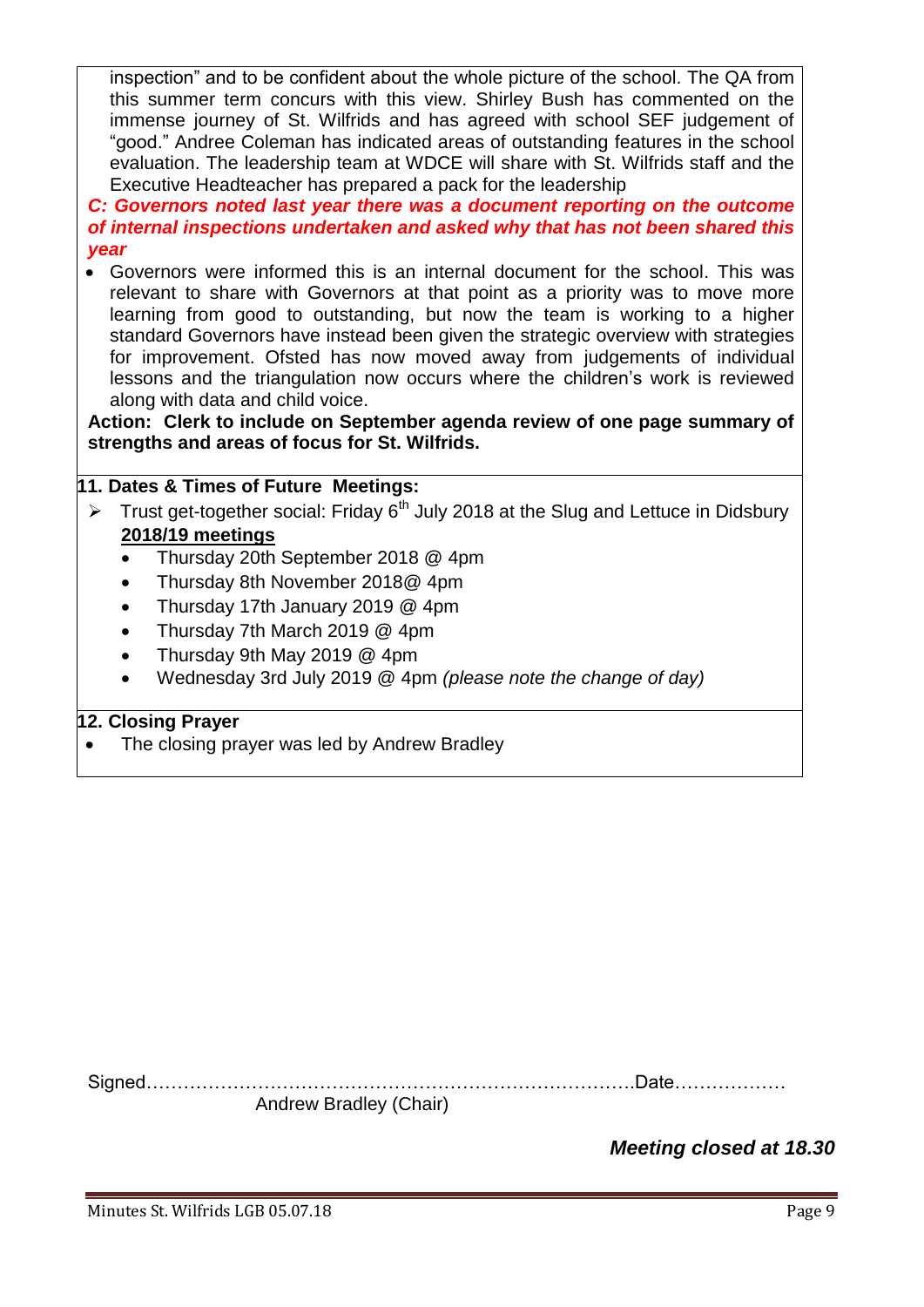inspection" and to be confident about the whole picture of the school. The QA from this summer term concurs with this view. Shirley Bush has commented on the immense journey of St. Wilfrids and has agreed with school SEF judgement of "good." Andree Coleman has indicated areas of outstanding features in the school evaluation. The leadership team at WDCE will share with St. Wilfrids staff and the Executive Headteacher has prepared a pack for the leadership

***C: Governors noted last year there was a document reporting on the outcome of internal inspections undertaken and asked why that has not been shared this year***

- Governors were informed this is an internal document for the school. This was relevant to share with Governors at that point as a priority was to move more learning from good to outstanding, but now the team is working to a higher standard Governors have instead been given the strategic overview with strategies for improvement. Ofsted has now moved away from judgements of individual lessons and the triangulation now occurs where the children's work is reviewed along with data and child voice.

**Action: Clerk to include on September agenda review of one page summary of strengths and areas of focus for St. Wilfrids.**

**11. Dates & Times of Future Meetings:**

- Trust get-together social: Friday 6th July 2018 at the Slug and Lettuce in Didsbury

**2018/19 meetings**

- Thursday 20th September 2018 @ 4pm
- Thursday 8th November 2018@ 4pm
- Thursday 17th January 2019 @ 4pm
- Thursday 7th March 2019 @ 4pm
- Thursday 9th May 2019 @ 4pm
- Wednesday 3rd July 2019 @ 4pm *(please note the change of day)*

**12. Closing Prayer**

- The closing prayer was led by Andrew Bradley

Signed…………………………………………………………………….Date………………

Andrew Bradley (Chair)

***Meeting closed at 18.30***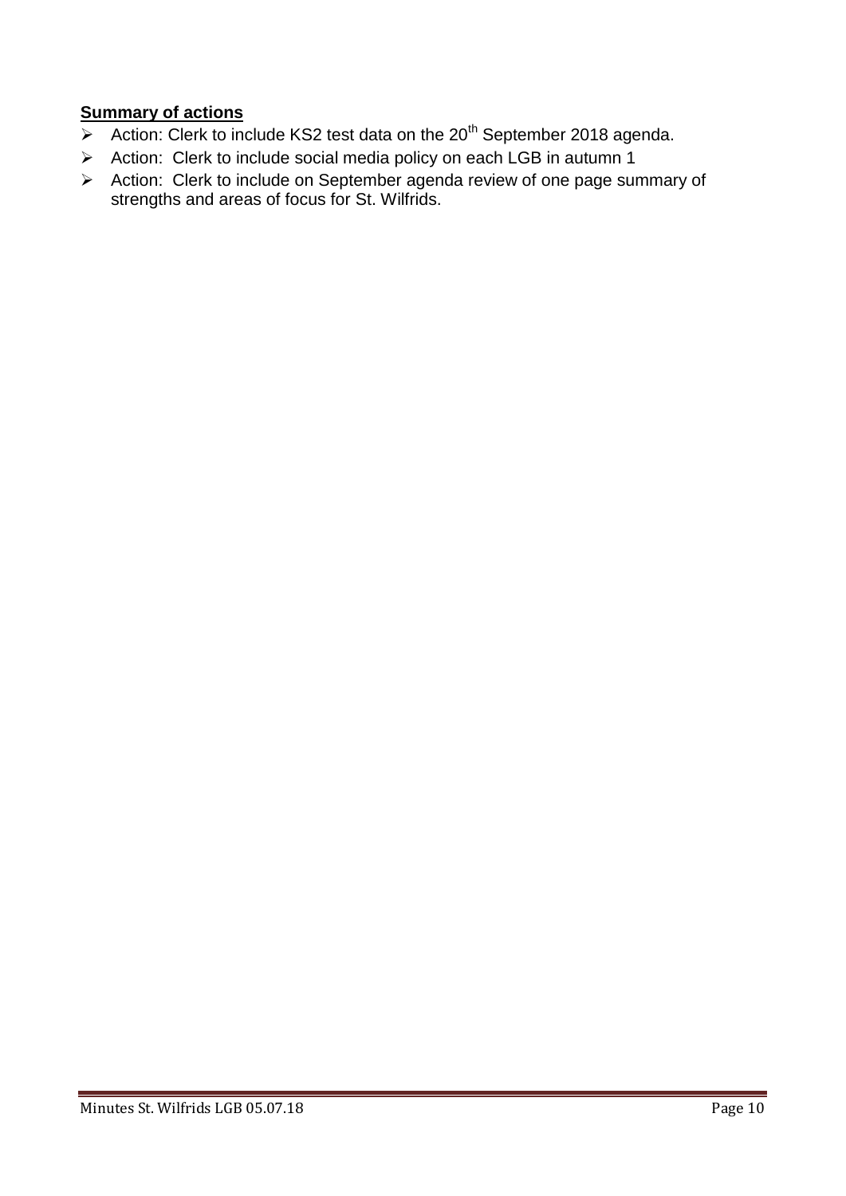**Summary of actions**

- Action: Clerk to include KS2 test data on the 20th September 2018 agenda.
- Action: Clerk to include social media policy on each LGB in autumn 1
- Action: Clerk to include on September agenda review of one page summary of strengths and areas of focus for St. Wilfrids.